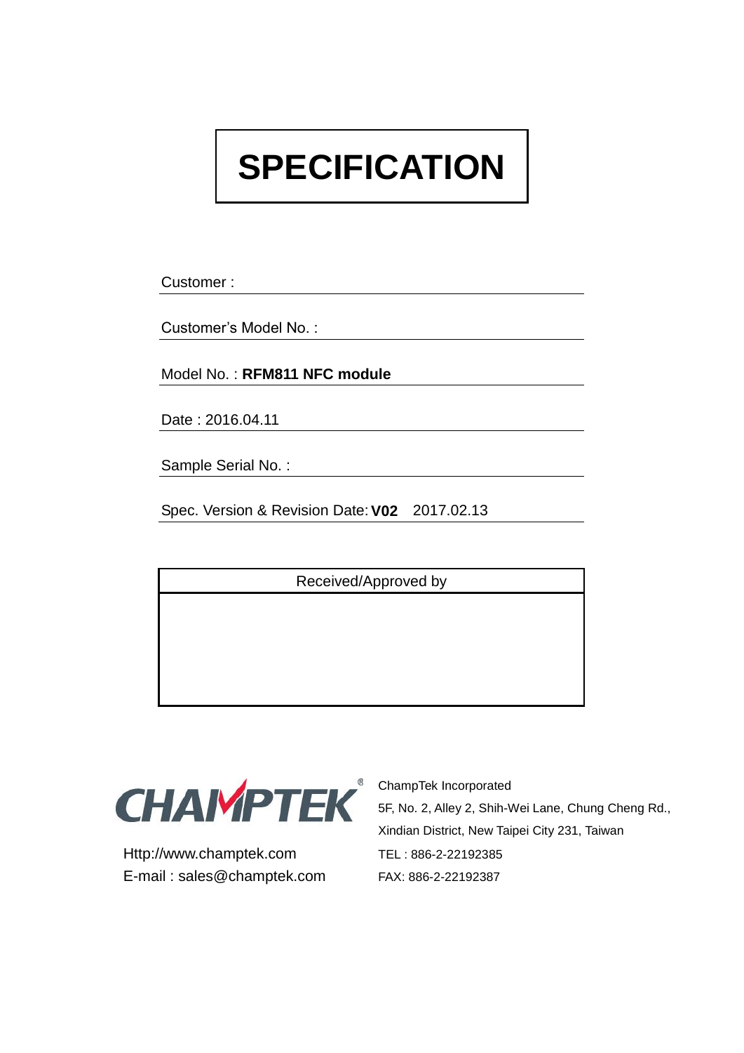# SPECIFICATION

Customer :

Customer's Model No. :

Model No. : **RFM811 NFC module**

Date : 2016.04.11

Sample Serial No. :

Spec. Version & Revision Date: **V02** 2017.02.13

| Received/Approved by |
|---|
| |

CHAMPTEK®

Http://www.champtek.com
E-mail : sales@champtek.com

ChampTek Incorporated
5F, No. 2, Alley 2, Shih-Wei Lane, Chung Cheng Rd.,
Xindian District, New Taipei City 231, Taiwan
TEL : 886-2-22192385
FAX: 886-2-22192387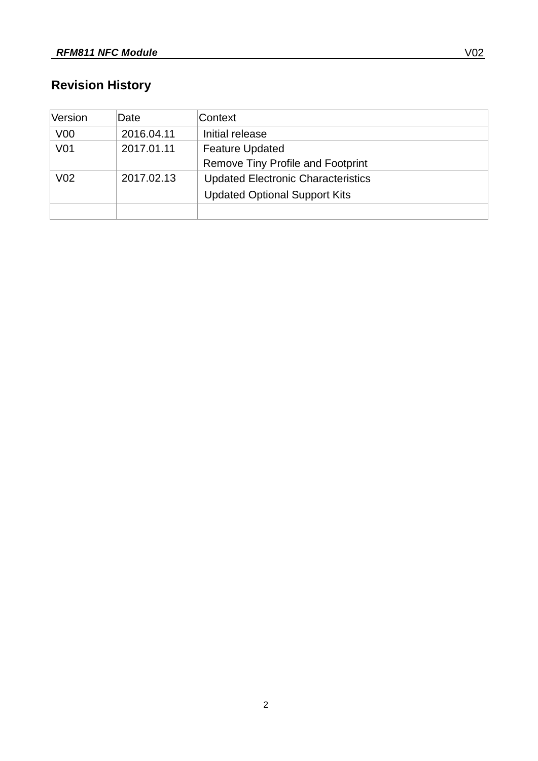## Revision History

| Version | Date | Context |
|---|---|---|
| V00 | 2016.04.11 | Initial release |
| V01 | 2017.01.11 | Feature Updated<br>Remove Tiny Profile and Footprint |
| V02 | 2017.02.13 | Updated Electronic Characteristics<br>Updated Optional Support Kits |
| | | |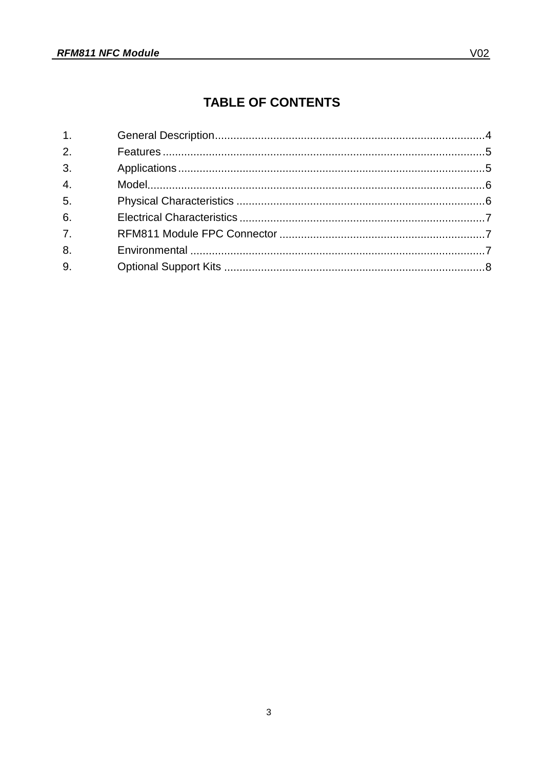# TABLE OF CONTENTS

1. General Description........................................................................................4
2. Features........................................................................................................5
3. Applications...................................................................................................5
4. Model.............................................................................................................6
5. Physical Characteristics ................................................................................6
6. Electrical Characteristics ...............................................................................7
7. RFM811 Module FPC Connector ...................................................................7
8. Environmental ...............................................................................................7
9. Optional Support Kits ....................................................................................8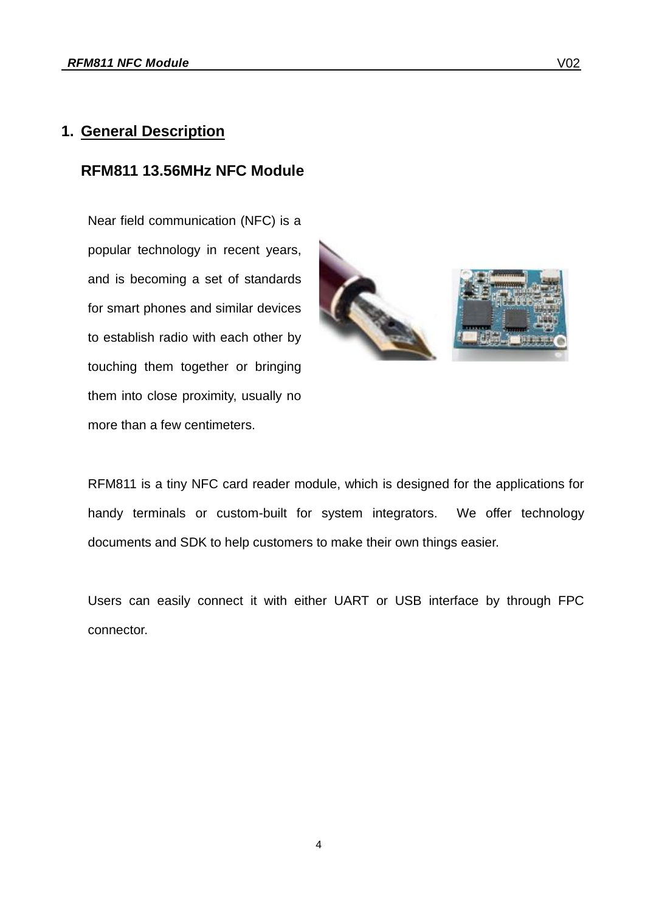# 1. General Description

## RFM811 13.56MHz NFC Module

Near field communication (NFC) is a popular technology in recent years, and is becoming a set of standards for smart phones and similar devices to establish radio with each other by touching them together or bringing them into close proximity, usually no more than a few centimeters.

RFM811 is a tiny NFC card reader module, which is designed for the applications for handy terminals or custom-built for system integrators. We offer technology documents and SDK to help customers to make their own things easier.

Users can easily connect it with either UART or USB interface by through FPC connector.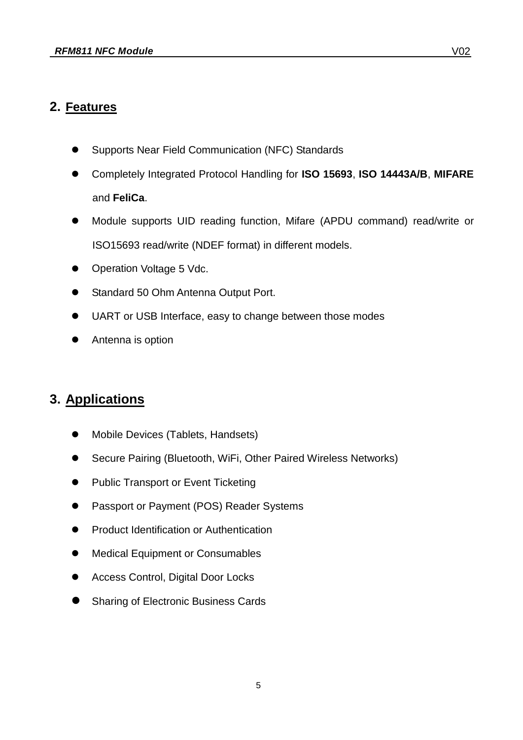## 2. Features

- Supports Near Field Communication (NFC) Standards
- Completely Integrated Protocol Handling for **ISO 15693**, **ISO 14443A/B**, **MIFARE** and **FeliCa**.
- Module supports UID reading function, Mifare (APDU command) read/write or ISO15693 read/write (NDEF format) in different models.
- Operation Voltage 5 Vdc.
- Standard 50 Ohm Antenna Output Port.
- UART or USB Interface, easy to change between those modes
- Antenna is option

## 3. Applications

- Mobile Devices (Tablets, Handsets)
- Secure Pairing (Bluetooth, WiFi, Other Paired Wireless Networks)
- Public Transport or Event Ticketing
- Passport or Payment (POS) Reader Systems
- Product Identification or Authentication
- Medical Equipment or Consumables
- Access Control, Digital Door Locks
- Sharing of Electronic Business Cards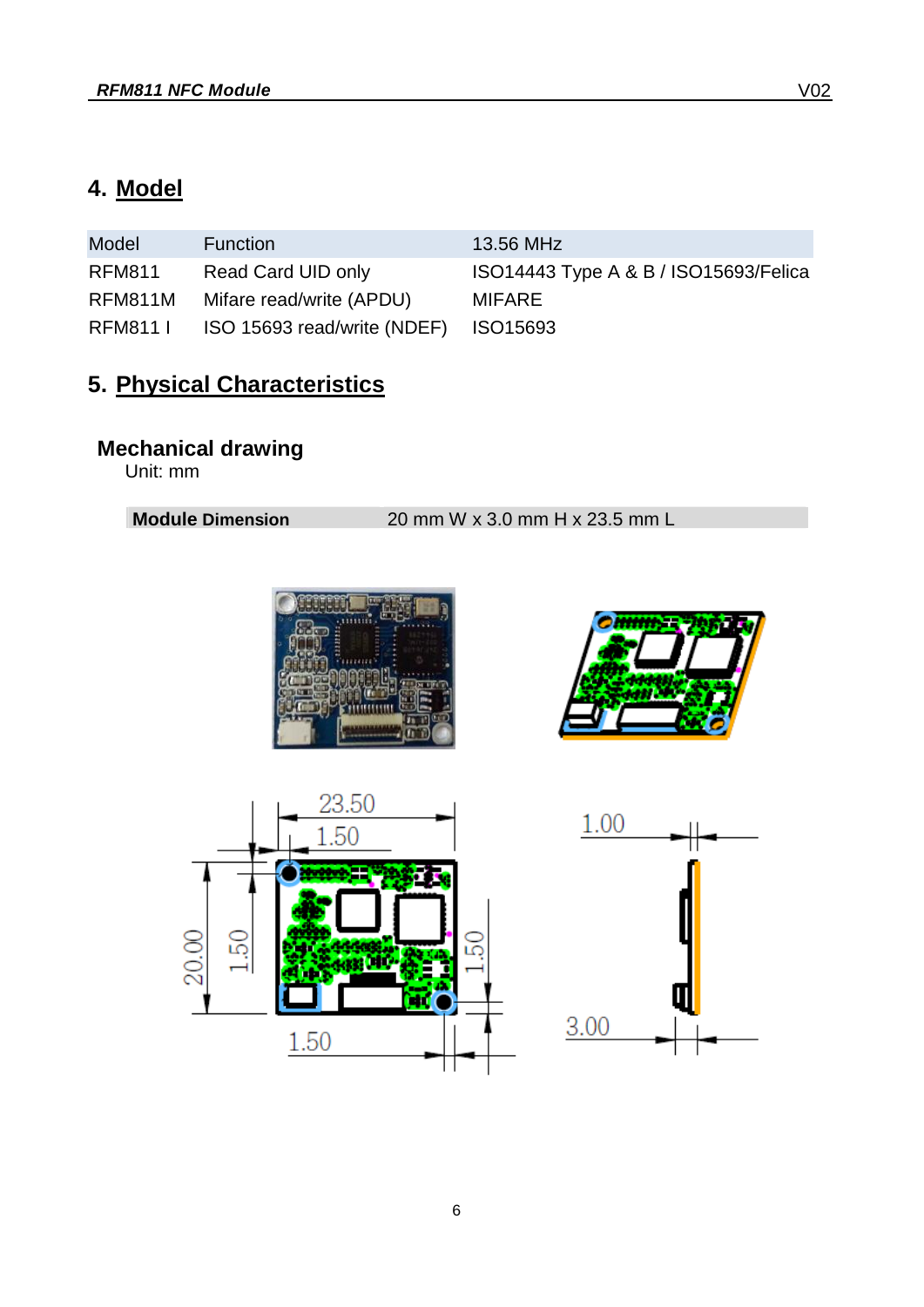## 4. Model

| Model | Function | 13.56 MHz |
|---|---|---|
| RFM811 | Read Card UID only | ISO14443 Type A & B / ISO15693/Felica |
| RFM811M | Mifare read/write (APDU) | MIFARE |
| RFM811 I | ISO 15693 read/write (NDEF) | ISO15693 |

## 5. Physical Characteristics

### Mechanical drawing

Unit: mm

| **Module Dimension** | 20 mm W x 3.0 mm H x 23.5 mm L |
|---|---|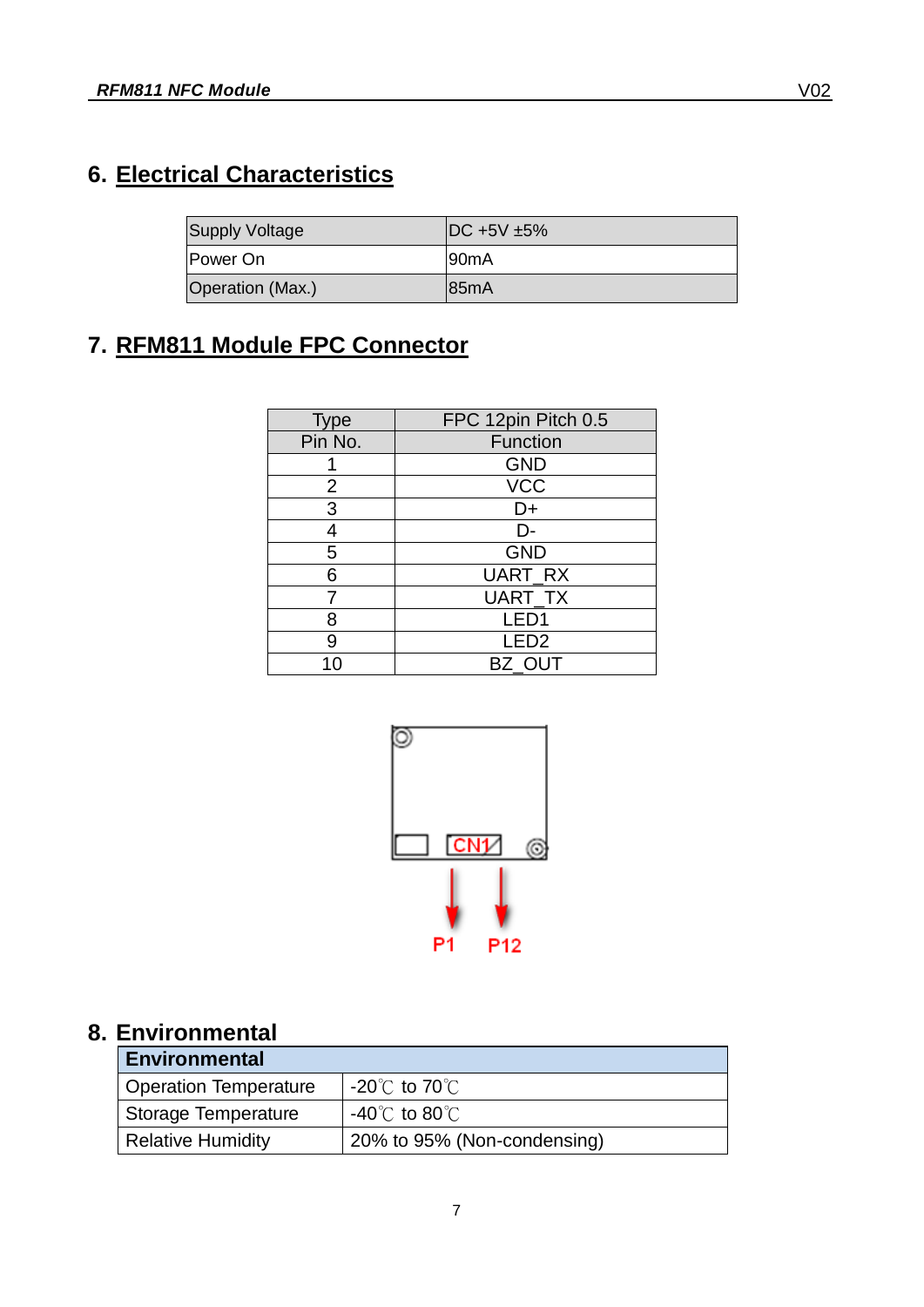## 6. Electrical Characteristics

| Supply Voltage | DC +5V ±5% |
|---|---|
| Power On | 90mA |
| Operation (Max.) | 85mA |

## 7. RFM811 Module FPC Connector

| Type | FPC 12pin Pitch 0.5 |
|---|---|
| Pin No. | Function |
| 1 | GND |
| 2 | VCC |
| 3 | D+ |
| 4 | D- |
| 5 | GND |
| 6 | UART_RX |
| 7 | UART_TX |
| 8 | LED1 |
| 9 | LED2 |
| 10 | BZ_OUT |

CN1

P1 P12

## 8. Environmental

| Environmental | |
|---|---|
| Operation Temperature | -20℃ to 70℃ |
| Storage Temperature | -40℃ to 80℃ |
| Relative Humidity | 20% to 95% (Non-condensing) |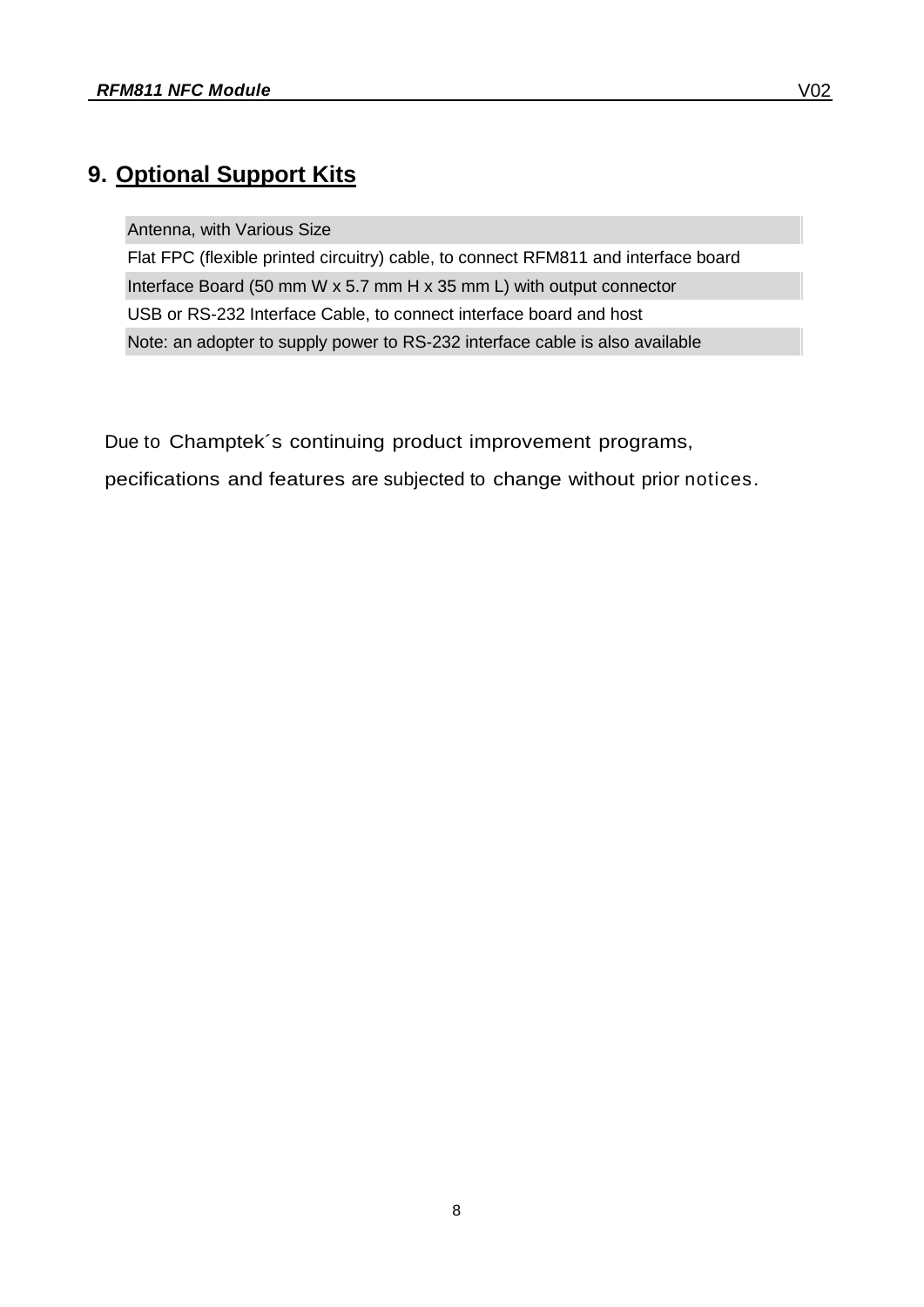## 9. Optional Support Kits

| |
|---|
| Antenna, with Various Size |
| Flat FPC (flexible printed circuitry) cable, to connect RFM811 and interface board |
| Interface Board (50 mm W x 5.7 mm H x 35 mm L) with output connector |
| USB or RS-232 Interface Cable, to connect interface board and host |
| Note: an adopter to supply power to RS-232 interface cable is also available |

Due to Champtek´s continuing product improvement programs, pecifications and features are subjected to change without prior notices.